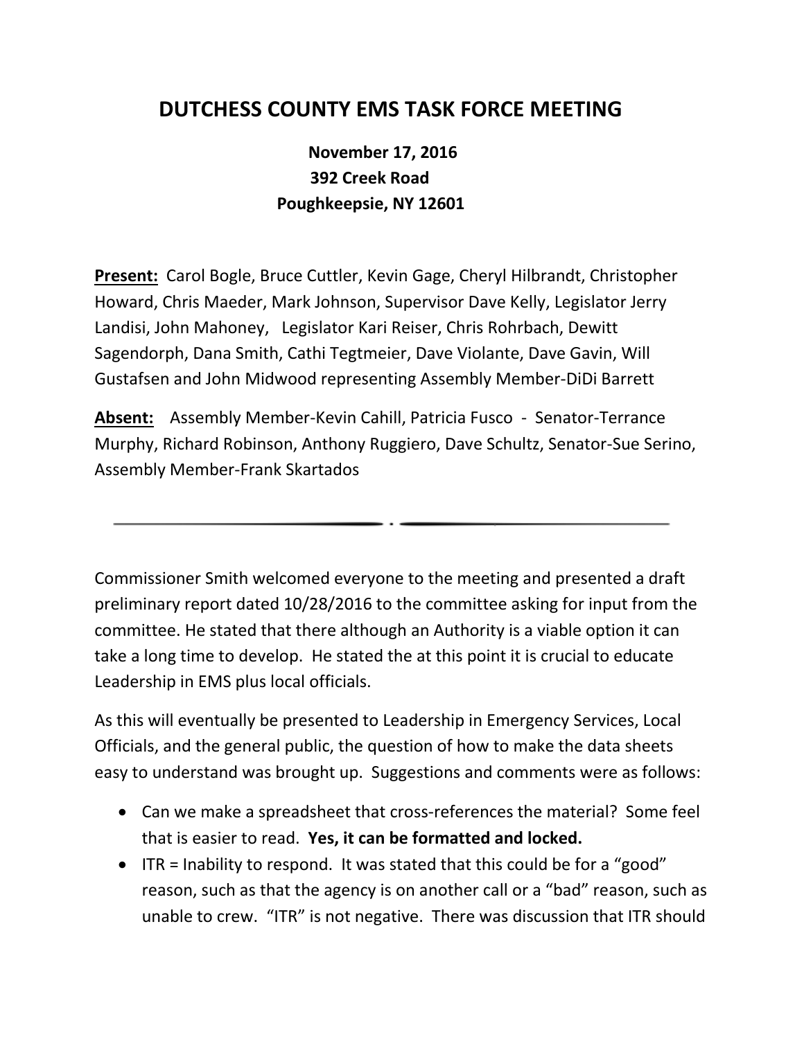# DUTCHESS COUNTY EMS TASK FORCE MEETING

**November 17, 2016**
**392 Creek Road**
**Poughkeepsie, NY 12601**

**Present:** Carol Bogle, Bruce Cuttler, Kevin Gage, Cheryl Hilbrandt, Christopher Howard, Chris Maeder, Mark Johnson, Supervisor Dave Kelly, Legislator Jerry Landisi, John Mahoney, Legislator Kari Reiser, Chris Rohrbach, Dewitt Sagendorph, Dana Smith, Cathi Tegtmeier, Dave Violante, Dave Gavin, Will Gustafsen and John Midwood representing Assembly Member-DiDi Barrett

**Absent:** Assembly Member-Kevin Cahill, Patricia Fusco - Senator-Terrance Murphy, Richard Robinson, Anthony Ruggiero, Dave Schultz, Senator-Sue Serino, Assembly Member-Frank Skartados

---

Commissioner Smith welcomed everyone to the meeting and presented a draft preliminary report dated 10/28/2016 to the committee asking for input from the committee. He stated that there although an Authority is a viable option it can take a long time to develop. He stated the at this point it is crucial to educate Leadership in EMS plus local officials.

As this will eventually be presented to Leadership in Emergency Services, Local Officials, and the general public, the question of how to make the data sheets easy to understand was brought up. Suggestions and comments were as follows:

- Can we make a spreadsheet that cross-references the material? Some feel that is easier to read. **Yes, it can be formatted and locked.**
- ITR = Inability to respond. It was stated that this could be for a "good" reason, such as that the agency is on another call or a "bad" reason, such as unable to crew. "ITR" is not negative. There was discussion that ITR should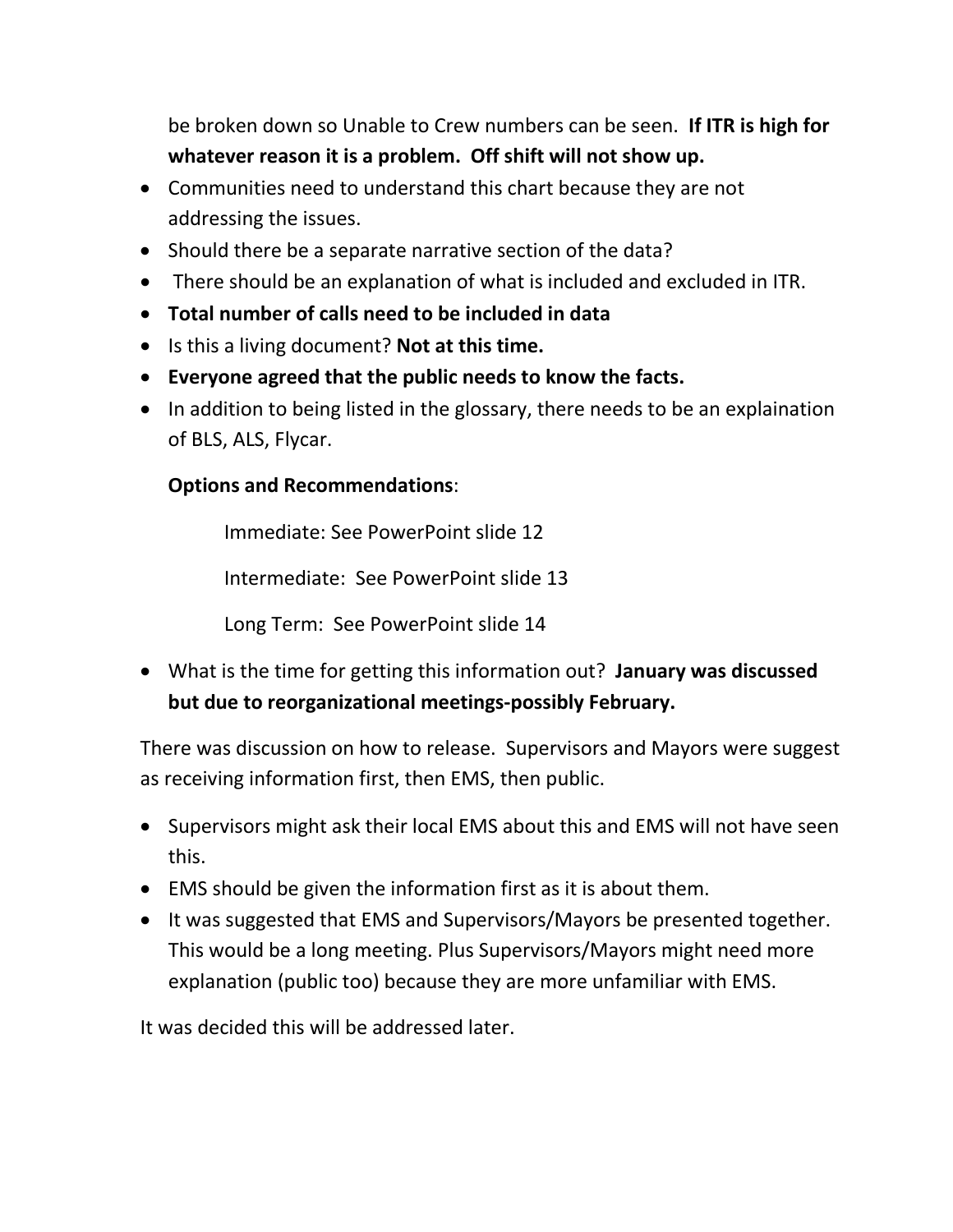be broken down so Unable to Crew numbers can be seen. **If ITR is high for whatever reason it is a problem. Off shift will not show up.**

- Communities need to understand this chart because they are not addressing the issues.
- Should there be a separate narrative section of the data?
- There should be an explanation of what is included and excluded in ITR.
- **Total number of calls need to be included in data**
- Is this a living document? **Not at this time.**
- **Everyone agreed that the public needs to know the facts.**
- In addition to being listed in the glossary, there needs to be an explaination of BLS, ALS, Flycar.

  **Options and Recommendations**:

  Immediate: See PowerPoint slide 12

  Intermediate: See PowerPoint slide 13

  Long Term: See PowerPoint slide 14

- What is the time for getting this information out? **January was discussed but due to reorganizational meetings-possibly February.**

There was discussion on how to release. Supervisors and Mayors were suggest as receiving information first, then EMS, then public.

- Supervisors might ask their local EMS about this and EMS will not have seen this.
- EMS should be given the information first as it is about them.
- It was suggested that EMS and Supervisors/Mayors be presented together. This would be a long meeting. Plus Supervisors/Mayors might need more explanation (public too) because they are more unfamiliar with EMS.

It was decided this will be addressed later.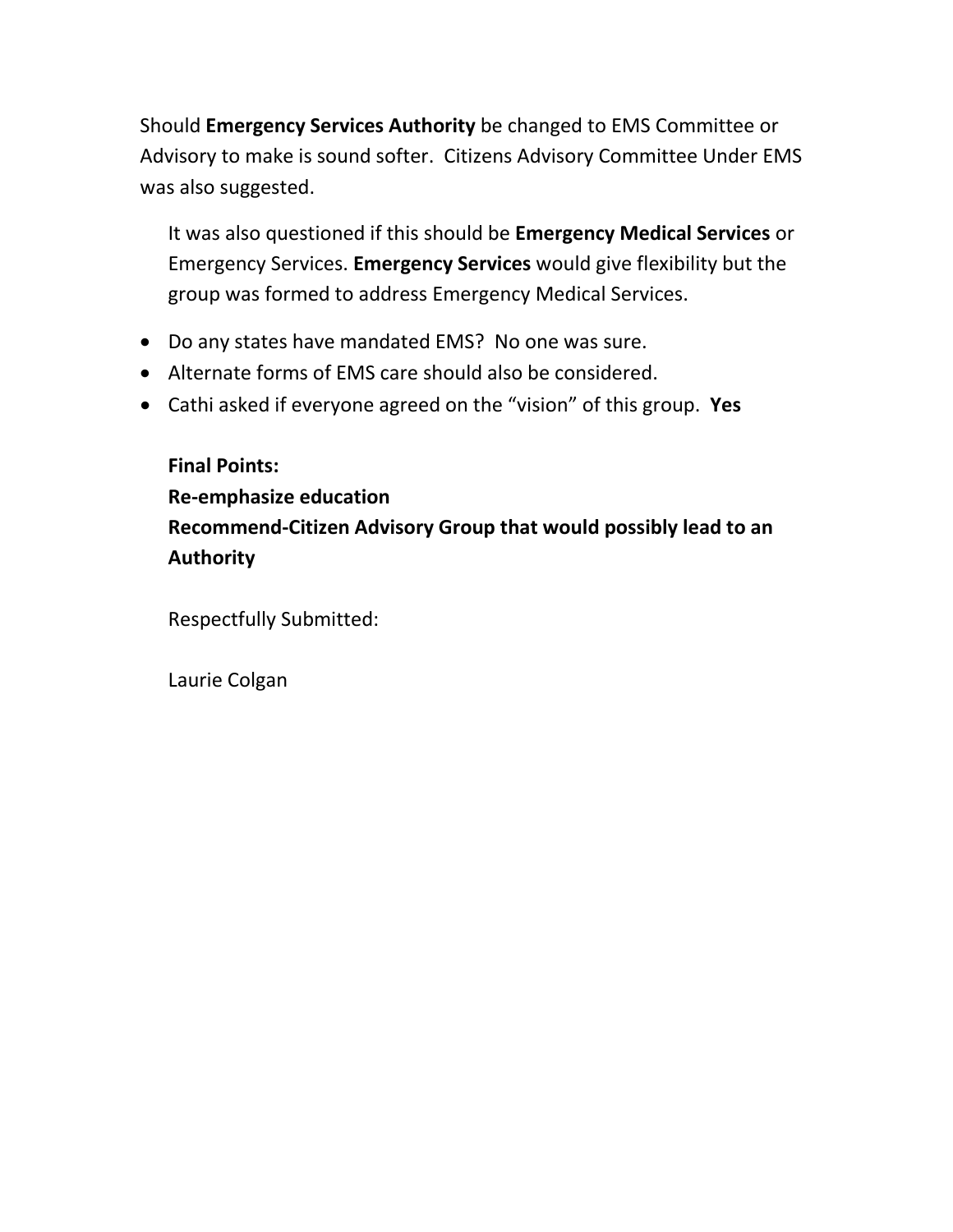Should **Emergency Services Authority** be changed to EMS Committee or Advisory to make is sound softer. Citizens Advisory Committee Under EMS was also suggested.

It was also questioned if this should be **Emergency Medical Services** or Emergency Services. **Emergency Services** would give flexibility but the group was formed to address Emergency Medical Services.

- Do any states have mandated EMS? No one was sure.
- Alternate forms of EMS care should also be considered.
- Cathi asked if everyone agreed on the "vision" of this group. **Yes**

**Final Points:**

**Re-emphasize education**

**Recommend-Citizen Advisory Group that would possibly lead to an Authority**

Respectfully Submitted:

Laurie Colgan